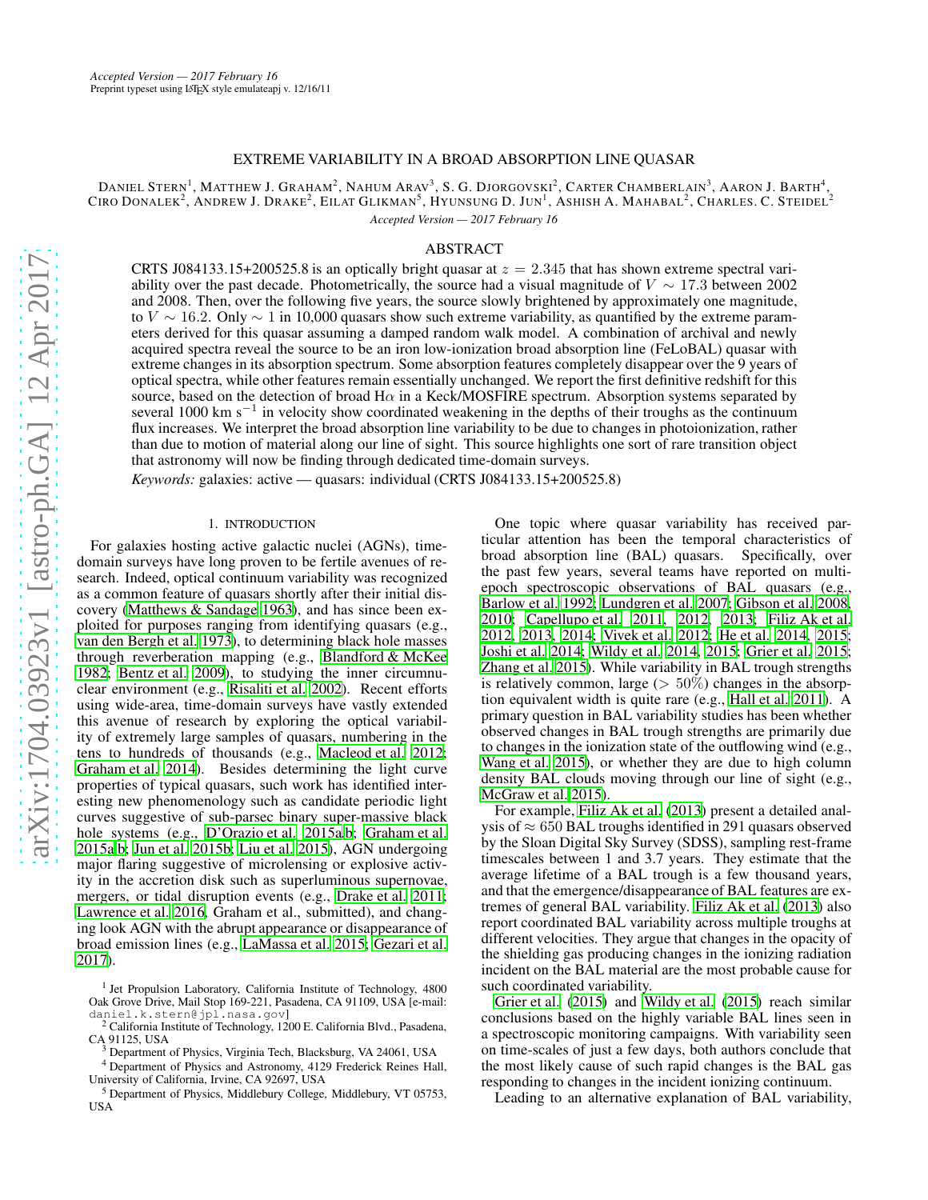*Accepted Version — 2017 February 16*
Preprint typeset using LaTeX style emulateapj v. 12/16/11

# EXTREME VARIABILITY IN A BROAD ABSORPTION LINE QUASAR

Daniel Stern[1], Matthew J. Graham[2], Nahum Arav[3], S. G. Djorgovski[2], Carter Chamberlain[3], Aaron J. Barth[4], Ciro Donalek[2], Andrew J. Drake[2], Eilat Glikman[5], Hyunsung D. Jun[1], Ashish A. Mahabal[2], Charles. C. Steidel[2]

*Accepted Version — 2017 February 16*

## ABSTRACT

CRTS J084133.15+200525.8 is an optically bright quasar at $z = 2.345$ that has shown extreme spectral variability over the past decade. Photometrically, the source had a visual magnitude of $V \sim 17.3$ between 2002 and 2008. Then, over the following five years, the source slowly brightened by approximately one magnitude, to $V \sim 16.2$. Only $\sim 1$ in 10,000 quasars show such extreme variability, as quantified by the extreme parameters derived for this quasar assuming a damped random walk model. A combination of archival and newly acquired spectra reveal the source to be an iron low-ionization broad absorption line (FeLoBAL) quasar with extreme changes in its absorption spectrum. Some absorption features completely disappear over the 9 years of optical spectra, while other features remain essentially unchanged. We report the first definitive redshift for this source, based on the detection of broad H$\alpha$ in a Keck/MOSFIRE spectrum. Absorption systems separated by several 1000 km s$^{-1}$ in velocity show coordinated weakening in the depths of their troughs as the continuum flux increases. We interpret the broad absorption line variability to be due to changes in photoionization, rather than due to motion of material along our line of sight. This source highlights one sort of rare transition object that astronomy will now be finding through dedicated time-domain surveys.

*Keywords:* galaxies: active — quasars: individual (CRTS J084133.15+200525.8)

## 1. INTRODUCTION

For galaxies hosting active galactic nuclei (AGNs), time-domain surveys have long proven to be fertile avenues of research. Indeed, optical continuum variability was recognized as a common feature of quasars shortly after their initial discovery (Matthews & Sandage 1963), and has since been exploited for purposes ranging from identifying quasars (e.g., van den Bergh et al. 1973), to determining black hole masses through reverberation mapping (e.g., Blandford & McKee 1982; Bentz et al. 2009), to studying the inner circumnuclear environment (e.g., Risaliti et al. 2002). Recent efforts using wide-area, time-domain surveys have vastly extended this avenue of research by exploring the optical variability of extremely large samples of quasars, numbering in the tens to hundreds of thousands (e.g., Macleod et al. 2012; Graham et al. 2014). Besides determining the light curve properties of typical quasars, such work has identified interesting new phenomenology such as candidate periodic light curves suggestive of sub-parsec binary super-massive black hole systems (e.g., D'Orazio et al. 2015a,b; Graham et al. 2015a,b; Jun et al. 2015b; Liu et al. 2015), AGN undergoing major flaring suggestive of microlensing or explosive activity in the accretion disk such as superluminous supernovae, mergers, or tidal disruption events (e.g., Drake et al. 2011; Lawrence et al. 2016, Graham et al., submitted), and changing look AGN with the abrupt appearance or disappearance of broad emission lines (e.g., LaMassa et al. 2015; Gezari et al. 2017).

[1] Jet Propulsion Laboratory, California Institute of Technology, 4800 Oak Grove Drive, Mail Stop 169-221, Pasadena, CA 91109, USA [e-mail: daniel.k.stern@jpl.nasa.gov]
[2] California Institute of Technology, 1200 E. California Blvd., Pasadena, CA 91125, USA
[3] Department of Physics, Virginia Tech, Blacksburg, VA 24061, USA
[4] Department of Physics and Astronomy, 4129 Frederick Reines Hall, University of California, Irvine, CA 92697, USA
[5] Department of Physics, Middlebury College, Middlebury, VT 05753, USA

One topic where quasar variability has received particular attention has been the temporal characteristics of broad absorption line (BAL) quasars. Specifically, over the past few years, several teams have reported on multi-epoch spectroscopic observations of BAL quasars (e.g., Barlow et al. 1992; Lundgren et al. 2007; Gibson et al. 2008, 2010; Capellupo et al. 2011, 2012, 2013; Filiz Ak et al. 2012, 2013, 2014; Vivek et al. 2012; He et al. 2014, 2015; Joshi et al. 2014; Wildy et al. 2014, 2015; Grier et al. 2015; Zhang et al. 2015). While variability in BAL trough strengths is relatively common, large ($> 50\%$) changes in the absorption equivalent width is quite rare (e.g., Hall et al. 2011). A primary question in BAL variability studies has been whether observed changes in BAL trough strengths are primarily due to changes in the ionization state of the outflowing wind (e.g., Wang et al. 2015), or whether they are due to high column density BAL clouds moving through our line of sight (e.g., McGraw et al. 2015).

For example, Filiz Ak et al. (2013) present a detailed analysis of $\approx 650$ BAL troughs identified in 291 quasars observed by the Sloan Digital Sky Survey (SDSS), sampling rest-frame timescales between 1 and 3.7 years. They estimate that the average lifetime of a BAL trough is a few thousand years, and that the emergence/disappearance of BAL features are extremes of general BAL variability. Filiz Ak et al. (2013) also report coordinated BAL variability across multiple troughs at different velocities. They argue that changes in the opacity of the shielding gas producing changes in the ionizing radiation incident on the BAL material are the most probable cause for such coordinated variability.

Grier et al. (2015) and Wildy et al. (2015) reach similar conclusions based on the highly variable BAL lines seen in a spectroscopic monitoring campaigns. With variability seen on time-scales of just a few days, both authors conclude that the most likely cause of such rapid changes is the BAL gas responding to changes in the incident ionizing continuum.

Leading to an alternative explanation of BAL variability,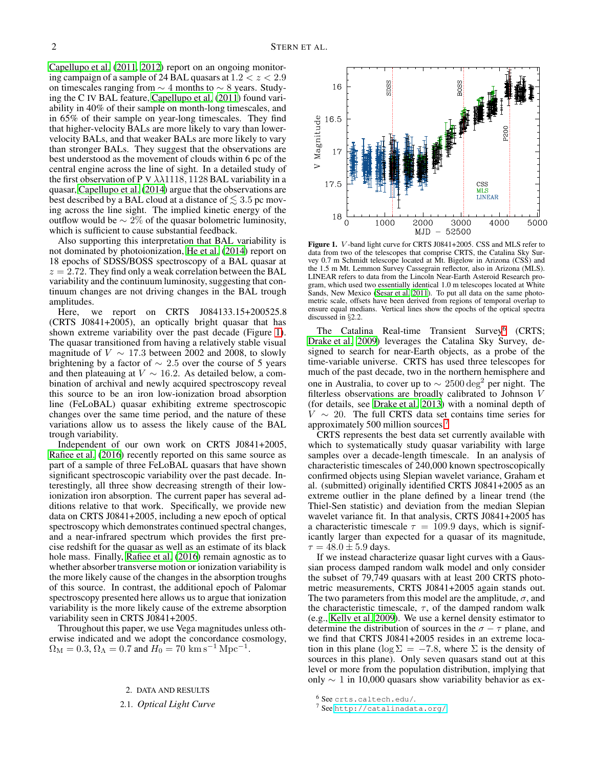Capellupo et al. (2011, 2012) report on an ongoing monitoring campaign of a sample of 24 BAL quasars at $1.2 < z < 2.9$ on timescales ranging from $\sim 4$ months to $\sim 8$ years. Studying the C IV BAL feature, Capellupo et al. (2011) found variability in 40% of their sample on month-long timescales, and in 65% of their sample on year-long timescales. They find that higher-velocity BALs are more likely to vary than lower-velocity BALs, and that weaker BALs are more likely to vary than stronger BALs. They suggest that the observations are best understood as the movement of clouds within 6 pc of the central engine across the line of sight. In a detailed study of the first observation of P V $\lambda\lambda 1118, 1128$ BAL variability in a quasar, Capellupo et al. (2014) argue that the observations are best described by a BAL cloud at a distance of $\lesssim 3.5$ pc moving across the line sight. The implied kinetic energy of the outflow would be $\sim 2\%$ of the quasar bolometric luminosity, which is sufficient to cause substantial feedback.

Also supporting this interpretation that BAL variability is not dominated by photoionization, He et al. (2014) report on 18 epochs of SDSS/BOSS spectroscopy of a BAL quasar at $z = 2.72$. They find only a weak correlation between the BAL variability and the continuum luminosity, suggesting that continuum changes are not driving changes in the BAL trough amplitudes.

Here, we report on CRTS J084133.15+200525.8 (CRTS J0841+2005), an optically bright quasar that has shown extreme variability over the past decade (Figure 1). The quasar transitioned from having a relatively stable visual magnitude of $V \sim 17.3$ between 2002 and 2008, to slowly brightening by a factor of $\sim 2.5$ over the course of 5 years and then plateauing at $V \sim 16.2$. As detailed below, a combination of archival and newly acquired spectroscopy reveal this source to be an iron low-ionization broad absorption line (FeLoBAL) quasar exhibiting extreme spectroscopic changes over the same time period, and the nature of these variations allow us to assess the likely cause of the BAL trough variability.

Independent of our own work on CRTS J0841+2005, Rafiee et al. (2016) recently reported on this same source as part of a sample of three FeLoBAL quasars that have shown significant spectroscopic variability over the past decade. Interestingly, all three show decreasing strength of their low-ionization iron absorption. The current paper has several additions relative to that work. Specifically, we provide new data on CRTS J0841+2005, including a new epoch of optical spectroscopy which demonstrates continued spectral changes, and a near-infrared spectrum which provides the first precise redshift for the quasar as well as an estimate of its black hole mass. Finally, Rafiee et al. (2016) remain agnostic as to whether absorber transverse motion or ionization variability is the more likely cause of the changes in the absorption troughs of this source. In contrast, the additional epoch of Palomar spectroscopy presented here allows us to argue that ionization variability is the more likely cause of the extreme absorption variability seen in CRTS J0841+2005.

Throughout this paper, we use Vega magnitudes unless otherwise indicated and we adopt the concordance cosmology, $\Omega_{\rm M} = 0.3$, $\Omega_\Lambda = 0.7$ and $H_0 = 70\ {\rm km\,s^{-1}\,Mpc^{-1}}$.

## 2. DATA AND RESULTS

### 2.1. *Optical Light Curve*

**Figure 1.** $V$-band light curve for CRTS J0841+2005. CSS and MLS refer to data from two of the telescopes that comprise CRTS, the Catalina Sky Survey 0.7 m Schmidt telescope located at Mt. Bigelow in Arizona (CSS) and the 1.5 m Mt. Lemmon Survey Cassegrain reflector, also in Arizona (MLS). LINEAR refers to data from the Lincoln Near-Earth Asteroid Research program, which used two essentially identical 1.0 m telescopes located at White Sands, New Mexico (Sesar et al. 2011). To put all data on the same photometric scale, offsets have been derived from regions of temporal overlap to ensure equal medians. Vertical lines show the epochs of the optical spectra discussed in §2.2.

The Catalina Real-time Transient Survey[6] (CRTS; Drake et al. 2009) leverages the Catalina Sky Survey, designed to search for near-Earth objects, as a probe of the time-variable universe. CRTS has used three telescopes for much of the past decade, two in the northern hemisphere and one in Australia, to cover up to $\sim 2500\,{\rm deg}^2$ per night. The filterless observations are broadly calibrated to Johnson $V$ (for details, see Drake et al. 2013) with a nominal depth of $V \sim 20$. The full CRTS data set contains time series for approximately 500 million sources.[7]

CRTS represents the best data set currently available with which to systematically study quasar variability with large samples over a decade-length timescale. In an analysis of characteristic timescales of 240,000 known spectroscopically confirmed objects using Slepian wavelet variance, Graham et al. (submitted) originally identified CRTS J0841+2005 as an extreme outlier in the plane defined by a linear trend (the Thiel-Sen statistic) and deviation from the median Slepian wavelet variance fit. In that analysis, CRTS J0841+2005 has a characteristic timescale $\tau = 109.9$ days, which is significantly larger than expected for a quasar of its magnitude, $\tau = 48.0 \pm 5.9$ days.

If we instead characterize quasar light curves with a Gaussian process damped random walk model and only consider the subset of 79,749 quasars with at least 200 CRTS photometric measurements, CRTS J0841+2005 again stands out. The two parameters from this model are the amplitude, $\sigma$, and the characteristic timescale, $\tau$, of the damped random walk (e.g., Kelly et al. 2009). We use a kernel density estimator to determine the distribution of sources in the $\sigma - \tau$ plane, and we find that CRTS J0841+2005 resides in an extreme location in this plane ($\log \Sigma = -7.8$, where $\Sigma$ is the density of sources in this plane). Only seven quasars stand out at this level or more from the population distribution, implying that only $\sim 1$ in 10,000 quasars show variability behavior as ex-

[6] See crts.caltech.edu/.

[7] See http://catalinadata.org/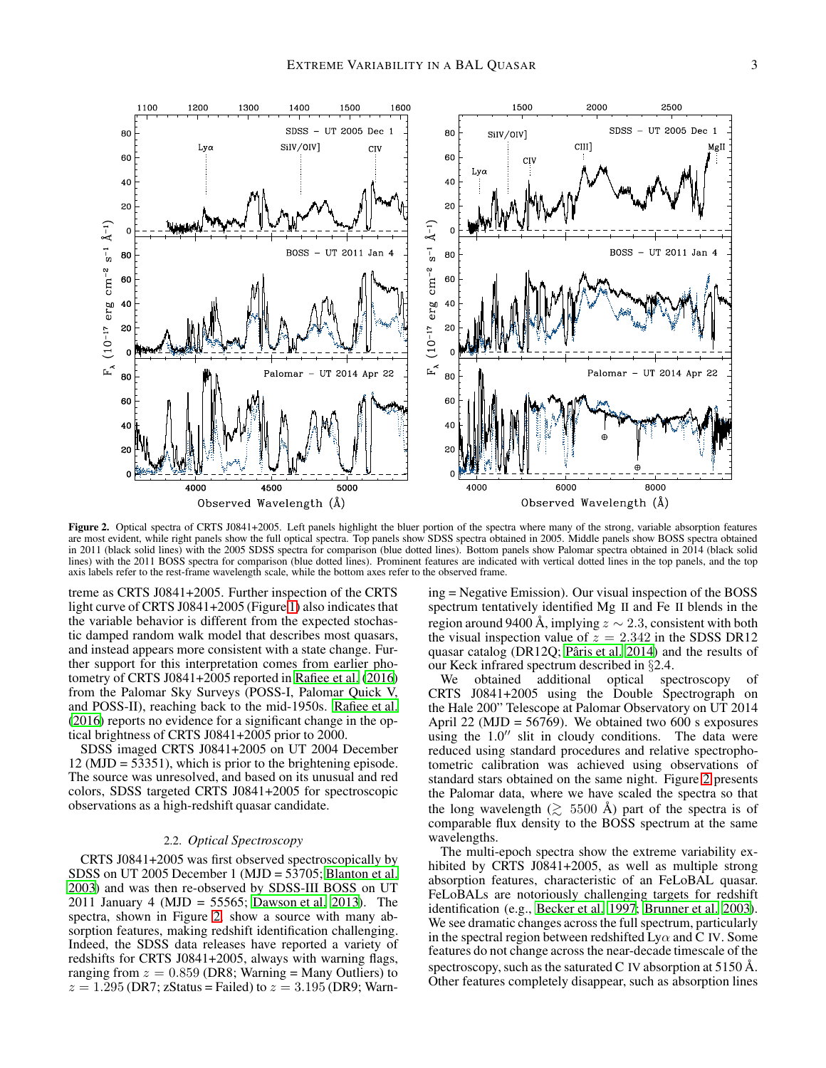**Figure 2.** Optical spectra of CRTS J0841+2005. Left panels highlight the bluer portion of the spectra where many of the strong, variable absorption features are most evident, while right panels show the full optical spectra. Top panels show SDSS spectra obtained in 2005. Middle panels show BOSS spectra obtained in 2011 (black solid lines) with the 2005 SDSS spectra for comparison (blue dotted lines). Bottom panels show Palomar spectra obtained in 2014 (black solid lines) with the 2011 BOSS spectra for comparison (blue dotted lines). Prominent features are indicated with vertical dotted lines in the top panels, and the top axis labels refer to the rest-frame wavelength scale, while the bottom axes refer to the observed frame.

treme as CRTS J0841+2005. Further inspection of the CRTS light curve of CRTS J0841+2005 (Figure 1) also indicates that the variable behavior is different from the expected stochastic damped random walk model that describes most quasars, and instead appears more consistent with a state change. Further support for this interpretation comes from earlier photometry of CRTS J0841+2005 reported in Rafiee et al. (2016) from the Palomar Sky Surveys (POSS-I, Palomar Quick V, and POSS-II), reaching back to the mid-1950s. Rafiee et al. (2016) reports no evidence for a significant change in the optical brightness of CRTS J0841+2005 prior to 2000.

SDSS imaged CRTS J0841+2005 on UT 2004 December 12 (MJD = 53351), which is prior to the brightening episode. The source was unresolved, and based on its unusual and red colors, SDSS targeted CRTS J0841+2005 for spectroscopic observations as a high-redshift quasar candidate.

### 2.2. *Optical Spectroscopy*

CRTS J0841+2005 was first observed spectroscopically by SDSS on UT 2005 December 1 (MJD = 53705; Blanton et al. 2003) and was then re-observed by SDSS-III BOSS on UT 2011 January 4 (MJD = 55565; Dawson et al. 2013). The spectra, shown in Figure 2, show a source with many absorption features, making redshift identification challenging. Indeed, the SDSS data releases have reported a variety of redshifts for CRTS J0841+2005, always with warning flags, ranging from $z = 0.859$ (DR8; Warning = Many Outliers) to $z = 1.295$ (DR7; zStatus = Failed) to $z = 3.195$ (DR9; Warning = Negative Emission). Our visual inspection of the BOSS spectrum tentatively identified Mg II and Fe II blends in the region around 9400 Å, implying $z \sim 2.3$, consistent with both the visual inspection value of $z = 2.342$ in the SDSS DR12 quasar catalog (DR12Q; Pâris et al. 2014) and the results of our Keck infrared spectrum described in §2.4.

We obtained additional optical spectroscopy of CRTS J0841+2005 using the Double Spectrograph on the Hale 200" Telescope at Palomar Observatory on UT 2014 April 22 (MJD = 56769). We obtained two 600 s exposures using the $1.0''$ slit in cloudy conditions. The data were reduced using standard procedures and relative spectrophotometric calibration was achieved using observations of standard stars obtained on the same night. Figure 2 presents the Palomar data, where we have scaled the spectra so that the long wavelength ($\gtrsim$ 5500 Å) part of the spectra is of comparable flux density to the BOSS spectrum at the same wavelengths.

The multi-epoch spectra show the extreme variability exhibited by CRTS J0841+2005, as well as multiple strong absorption features, characteristic of an FeLoBAL quasar. FeLoBALs are notoriously challenging targets for redshift identification (e.g., Becker et al. 1997; Brunner et al. 2003). We see dramatic changes across the full spectrum, particularly in the spectral region between redshifted Ly$\alpha$ and C IV. Some features do not change across the near-decade timescale of the spectroscopy, such as the saturated C IV absorption at 5150 Å. Other features completely disappear, such as absorption lines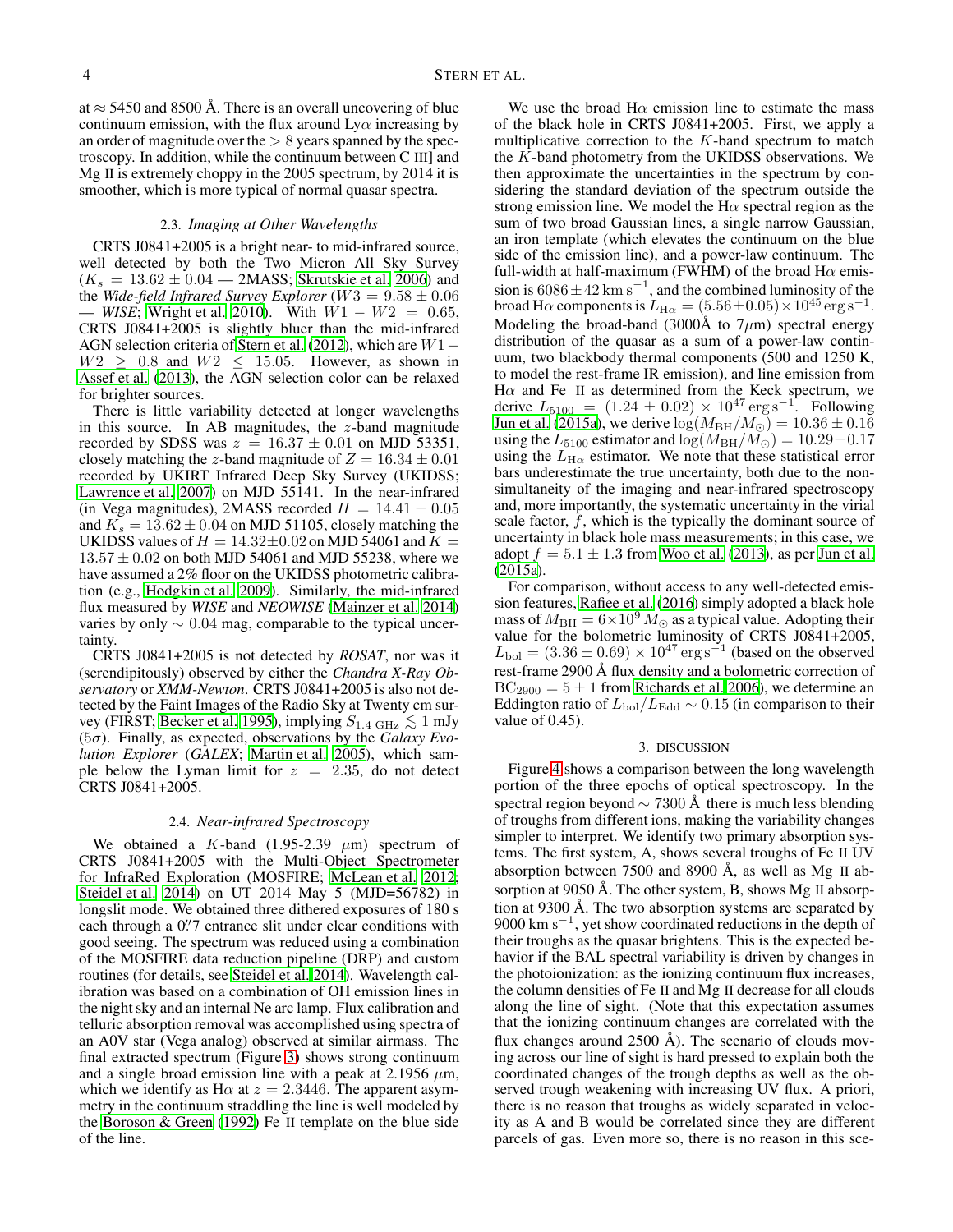at ≈ 5450 and 8500 Å. There is an overall uncovering of blue continuum emission, with the flux around Lyα increasing by an order of magnitude over the > 8 years spanned by the spectroscopy. In addition, while the continuum between C III] and Mg II is extremely choppy in the 2005 spectrum, by 2014 it is smoother, which is more typical of normal quasar spectra.

### 2.3. *Imaging at Other Wavelengths*

CRTS J0841+2005 is a bright near- to mid-infrared source, well detected by both the Two Micron All Sky Survey ($K_s = 13.62 \pm 0.04$ — 2MASS; Skrutskie et al. 2006) and the *Wide-field Infrared Survey Explorer* ($W3 = 9.58 \pm 0.06$ — *WISE*; Wright et al. 2010). With $W1 - W2 = 0.65$, CRTS J0841+2005 is slightly bluer than the mid-infrared AGN selection criteria of Stern et al. (2012), which are $W1 - W2 \geq 0.8$ and $W2 \leq 15.05$. However, as shown in Assef et al. (2013), the AGN selection color can be relaxed for brighter sources.

There is little variability detected at longer wavelengths in this source. In AB magnitudes, the $z$-band magnitude recorded by SDSS was $z = 16.37 \pm 0.01$ on MJD 53351, closely matching the $z$-band magnitude of $Z = 16.34 \pm 0.01$ recorded by UKIRT Infrared Deep Sky Survey (UKIDSS; Lawrence et al. 2007) on MJD 55141. In the near-infrared (in Vega magnitudes), 2MASS recorded $H = 14.41 \pm 0.05$ and $K_s = 13.62 \pm 0.04$ on MJD 51105, closely matching the UKIDSS values of $H = 14.32 \pm 0.02$ on MJD 54061 and $K = 13.57 \pm 0.02$ on both MJD 54061 and MJD 55238, where we have assumed a 2% floor on the UKIDSS photometric calibration (e.g., Hodgkin et al. 2009). Similarly, the mid-infrared flux measured by *WISE* and *NEOWISE* (Mainzer et al. 2014) varies by only $\sim 0.04$ mag, comparable to the typical uncertainty.

CRTS J0841+2005 is not detected by *ROSAT*, nor was it (serendipitously) observed by either the *Chandra X-Ray Observatory* or *XMM-Newton*. CRTS J0841+2005 is also not detected by the Faint Images of the Radio Sky at Twenty cm survey (FIRST; Becker et al. 1995), implying $S_{1.4\ \mathrm{GHz}} \lesssim 1$ mJy ($5\sigma$). Finally, as expected, observations by the *Galaxy Evolution Explorer* (*GALEX*; Martin et al. 2005), which sample below the Lyman limit for $z = 2.35$, do not detect CRTS J0841+2005.

### 2.4. *Near-infrared Spectroscopy*

We obtained a $K$-band (1.95-2.39 $\mu$m) spectrum of CRTS J0841+2005 with the Multi-Object Spectrometer for InfraRed Exploration (MOSFIRE; McLean et al. 2012; Steidel et al. 2014) on UT 2014 May 5 (MJD=56782) in longslit mode. We obtained three dithered exposures of 180 s each through a $0\farcs7$ entrance slit under clear conditions with good seeing. The spectrum was reduced using a combination of the MOSFIRE data reduction pipeline (DRP) and custom routines (for details, see Steidel et al. 2014). Wavelength calibration was based on a combination of OH emission lines in the night sky and an internal Ne arc lamp. Flux calibration and telluric absorption removal was accomplished using spectra of an A0V star (Vega analog) observed at similar airmass. The final extracted spectrum (Figure 3) shows strong continuum and a single broad emission line with a peak at 2.1956 $\mu$m, which we identify as Hα at $z = 2.3446$. The apparent asymmetry in the continuum straddling the line is well modeled by the Boroson & Green (1992) Fe II template on the blue side of the line.

We use the broad Hα emission line to estimate the mass of the black hole in CRTS J0841+2005. First, we apply a multiplicative correction to the $K$-band spectrum to match the $K$-band photometry from the UKIDSS observations. We then approximate the uncertainties in the spectrum by considering the standard deviation of the spectrum outside the strong emission line. We model the Hα spectral region as the sum of two broad Gaussian lines, a single narrow Gaussian, an iron template (which elevates the continuum on the blue side of the emission line), and a power-law continuum. The full-width at half-maximum (FWHM) of the broad Hα emission is $6086 \pm 42\ \mathrm{km\,s^{-1}}$, and the combined luminosity of the broad Hα components is $L_{\mathrm{H\alpha}} = (5.56 \pm 0.05) \times 10^{45}\ \mathrm{erg\,s^{-1}}$. Modeling the broad-band (3000Å to 7$\mu$m) spectral energy distribution of the quasar as a sum of a power-law continuum, two blackbody thermal components (500 and 1250 K, to model the rest-frame IR emission), and line emission from Hα and Fe II as determined from the Keck spectrum, we derive $L_{5100} = (1.24 \pm 0.02) \times 10^{47}\ \mathrm{erg\,s^{-1}}$. Following Jun et al. (2015a), we derive $\log(M_{\mathrm{BH}}/M_\odot) = 10.36 \pm 0.16$ using the $L_{5100}$ estimator and $\log(M_{\mathrm{BH}}/M_\odot) = 10.29 \pm 0.17$ using the $L_{\mathrm{H\alpha}}$ estimator. We note that these statistical error bars underestimate the true uncertainty, both due to the non-simultaneity of the imaging and near-infrared spectroscopy and, more importantly, the systematic uncertainty in the virial scale factor, $f$, which is the typically the dominant source of uncertainty in black hole mass measurements; in this case, we adopt $f = 5.1 \pm 1.3$ from Woo et al. (2013), as per Jun et al. (2015a).

For comparison, without access to any well-detected emission features, Rafiee et al. (2016) simply adopted a black hole mass of $M_{\mathrm{BH}} = 6 \times 10^9\ M_\odot$ as a typical value. Adopting their value for the bolometric luminosity of CRTS J0841+2005, $L_{\mathrm{bol}} = (3.36 \pm 0.69) \times 10^{47}\ \mathrm{erg\,s^{-1}}$ (based on the observed rest-frame 2900 Å flux density and a bolometric correction of $\mathrm{BC}_{2900} = 5 \pm 1$ from Richards et al. 2006), we determine an Eddington ratio of $L_{\mathrm{bol}}/L_{\mathrm{Edd}} \sim 0.15$ (in comparison to their value of 0.45).

## 3. DISCUSSION

Figure 4 shows a comparison between the long wavelength portion of the three epochs of optical spectroscopy. In the spectral region beyond $\sim 7300$ Å there is much less blending of troughs from different ions, making the variability changes simpler to interpret. We identify two primary absorption systems. The first system, A, shows several troughs of Fe II UV absorption between 7500 and 8900 Å, as well as Mg II absorption at 9050 Å. The other system, B, shows Mg II absorption at 9300 Å. The two absorption systems are separated by 9000 km s$^{-1}$, yet show coordinated reductions in the depth of their troughs as the quasar brightens. This is the expected behavior if the BAL spectral variability is driven by changes in the photoionization: as the ionizing continuum flux increases, the column densities of Fe II and Mg II decrease for all clouds along the line of sight. (Note that this expectation assumes that the ionizing continuum changes are correlated with the flux changes around 2500 Å). The scenario of clouds moving across our line of sight is hard pressed to explain both the coordinated changes of the trough depths as well as the observed trough weakening with increasing UV flux. A priori, there is no reason that troughs as widely separated in velocity as A and B would be correlated since they are different parcels of gas. Even more so, there is no reason in this sce-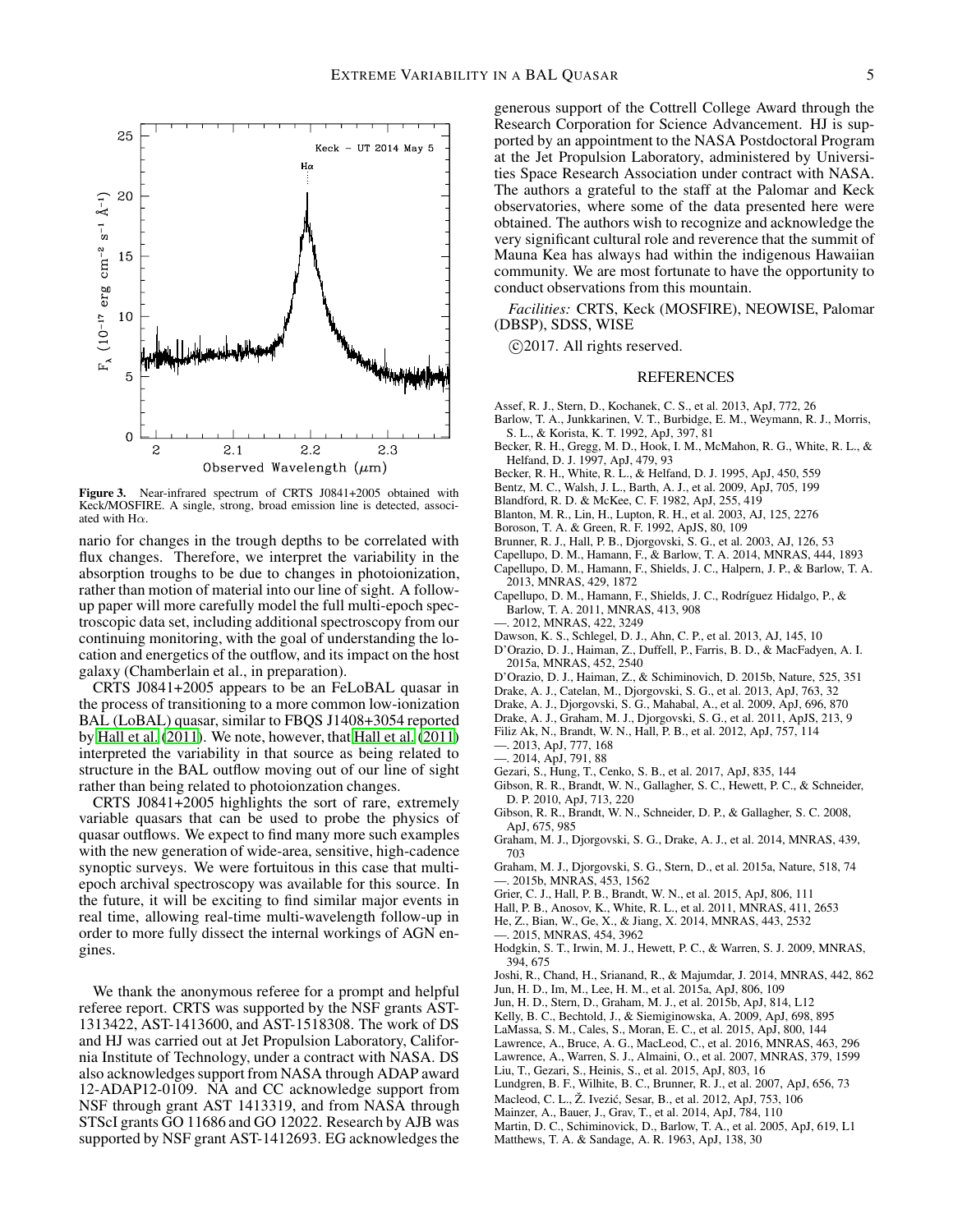**Figure 3.** Near-infrared spectrum of CRTS J0841+2005 obtained with Keck/MOSFIRE. A single, strong, broad emission line is detected, associated with H$\alpha$.

nario for changes in the trough depths to be correlated with flux changes. Therefore, we interpret the variability in the absorption troughs to be due to changes in photoionization, rather than motion of material into our line of sight. A follow-up paper will more carefully model the full multi-epoch spectroscopic data set, including additional spectroscopy from our continuing monitoring, with the goal of understanding the location and energetics of the outflow, and its impact on the host galaxy (Chamberlain et al., in preparation).

CRTS J0841+2005 appears to be an FeLoBAL quasar in the process of transitioning to a more common low-ionization BAL (LoBAL) quasar, similar to FBQS J1408+3054 reported by Hall et al. (2011). We note, however, that Hall et al. (2011) interpreted the variability in that source as being related to structure in the BAL outflow moving out of our line of sight rather than being related to photoionzation changes.

CRTS J0841+2005 highlights the sort of rare, extremely variable quasars that can be used to probe the physics of quasar outflows. We expect to find many more such examples with the new generation of wide-area, sensitive, high-cadence synoptic surveys. We were fortuitous in this case that multi-epoch archival spectroscopy was available for this source. In the future, it will be exciting to find similar major events in real time, allowing real-time multi-wavelength follow-up in order to more fully dissect the internal workings of AGN engines.

We thank the anonymous referee for a prompt and helpful referee report. CRTS was supported by the NSF grants AST-1313422, AST-1413600, and AST-1518308. The work of DS and HJ was carried out at Jet Propulsion Laboratory, California Institute of Technology, under a contract with NASA. DS also acknowledges support from NASA through ADAP award 12-ADAP12-0109. NA and CC acknowledge support from NSF through grant AST 1413319, and from NASA through STScI grants GO 11686 and GO 12022. Research by AJB was supported by NSF grant AST-1412693. EG acknowledges the generous support of the Cottrell College Award through the Research Corporation for Science Advancement. HJ is supported by an appointment to the NASA Postdoctoral Program at the Jet Propulsion Laboratory, administered by Universities Space Research Association under contract with NASA. The authors a grateful to the staff at the Palomar and Keck observatories, where some of the data presented here were obtained. The authors wish to recognize and acknowledge the very significant cultural role and reverence that the summit of Mauna Kea has always had within the indigenous Hawaiian community. We are most fortunate to have the opportunity to conduct observations from this mountain.

*Facilities:* CRTS, Keck (MOSFIRE), NEOWISE, Palomar (DBSP), SDSS, WISE

©2017. All rights reserved.

## REFERENCES

Assef, R. J., Stern, D., Kochanek, C. S., et al. 2013, ApJ, 772, 26
Barlow, T. A., Junkkarinen, V. T., Burbidge, E. M., Weymann, R. J., Morris, S. L., & Korista, K. T. 1992, ApJ, 397, 81
Becker, R. H., Gregg, M. D., Hook, I. M., McMahon, R. G., White, R. L., & Helfand, D. J. 1997, ApJ, 479, 93
Becker, R. H., White, R. L., & Helfand, D. J. 1995, ApJ, 450, 559
Bentz, M. C., Walsh, J. L., Barth, A. J., et al. 2009, ApJ, 705, 199
Blandford, R. D. & McKee, C. F. 1982, ApJ, 255, 419
Blanton, M. R., Lin, H., Lupton, R. H., et al. 2003, AJ, 125, 2276
Boroson, T. A. & Green, R. F. 1992, ApJS, 80, 109
Brunner, R. J., Hall, P. B., Djorgovski, S. G., et al. 2003, AJ, 126, 53
Capellupo, D. M., Hamann, F., & Barlow, T. A. 2014, MNRAS, 444, 1893
Capellupo, D. M., Hamann, F., Shields, J. C., Halpern, J. P., & Barlow, T. A. 2013, MNRAS, 429, 1872
Capellupo, D. M., Hamann, F., Shields, J. C., Rodríguez Hidalgo, P., & Barlow, T. A. 2011, MNRAS, 413, 908
—. 2012, MNRAS, 422, 3249
Dawson, K. S., Schlegel, D. J., Ahn, C. P., et al. 2013, AJ, 145, 10
D'Orazio, D. J., Haiman, Z., Duffell, P., Farris, B. D., & MacFadyen, A. I. 2015a, MNRAS, 452, 2540
D'Orazio, D. J., Haiman, Z., & Schiminovich, D. 2015b, Nature, 525, 351
Drake, A. J., Catelan, M., Djorgovski, S. G., et al. 2013, ApJ, 763, 32
Drake, A. J., Djorgovski, S. G., Mahabal, A., et al. 2009, ApJ, 696, 870
Drake, A. J., Graham, M. J., Djorgovski, S. G., et al. 2011, ApJS, 213, 9
Filiz Ak, N., Brandt, W. N., Hall, P. B., et al. 2012, ApJ, 757, 114
—. 2013, ApJ, 777, 168
—. 2014, ApJ, 791, 88
Gezari, S., Hung, T., Cenko, S. B., et al. 2017, ApJ, 835, 144
Gibson, R. R., Brandt, W. N., Gallagher, S. C., Hewett, P. C., & Schneider, D. P. 2010, ApJ, 713, 220
Gibson, R. R., Brandt, W. N., Schneider, D. P., & Gallagher, S. C. 2008, ApJ, 675, 985
Graham, M. J., Djorgovski, S. G., Drake, A. J., et al. 2014, MNRAS, 439, 703
Graham, M. J., Djorgovski, S. G., Stern, D., et al. 2015a, Nature, 518, 74
—. 2015b, MNRAS, 453, 1562
Grier, C. J., Hall, P. B., Brandt, W. N., et al. 2015, ApJ, 806, 111
Hall, P. B., Anosov, K., White, R. L., et al. 2011, MNRAS, 411, 2653
He, Z., Bian, W., Ge, X., & Jiang, X. 2014, MNRAS, 443, 2532
—. 2015, MNRAS, 454, 3962
Hodgkin, S. T., Irwin, M. J., Hewett, P. C., & Warren, S. J. 2009, MNRAS, 394, 675
Joshi, R., Chand, H., Srianand, R., & Majumdar, J. 2014, MNRAS, 442, 862
Jun, H. D., Im, M., Lee, H. M., et al. 2015a, ApJ, 806, 109
Jun, H. D., Stern, D., Graham, M. J., et al. 2015b, ApJ, 814, L12
Kelly, B. C., Bechtold, J., & Siemiginowska, A. 2009, ApJ, 698, 895
LaMassa, S. M., Cales, S., Moran, E. C., et al. 2015, ApJ, 800, 144
Lawrence, A., Bruce, A. G., MacLeod, C., et al. 2016, MNRAS, 463, 296
Lawrence, A., Warren, S. J., Almaini, O., et al. 2007, MNRAS, 379, 1599
Liu, T., Gezari, S., Heinis, S., et al. 2015, ApJ, 803, 16
Lundgren, B. F., Wilhite, B. C., Brunner, R. J., et al. 2007, ApJ, 656, 73
Macleod, C. L., Ž. Ivezić, Sesar, B., et al. 2012, ApJ, 753, 106
Mainzer, A., Bauer, J., Grav, T., et al. 2014, ApJ, 784, 110
Martin, D. C., Schiminovick, D., Barlow, T. A., et al. 2005, ApJ, 619, L1
Matthews, T. A. & Sandage, A. R. 1963, ApJ, 138, 30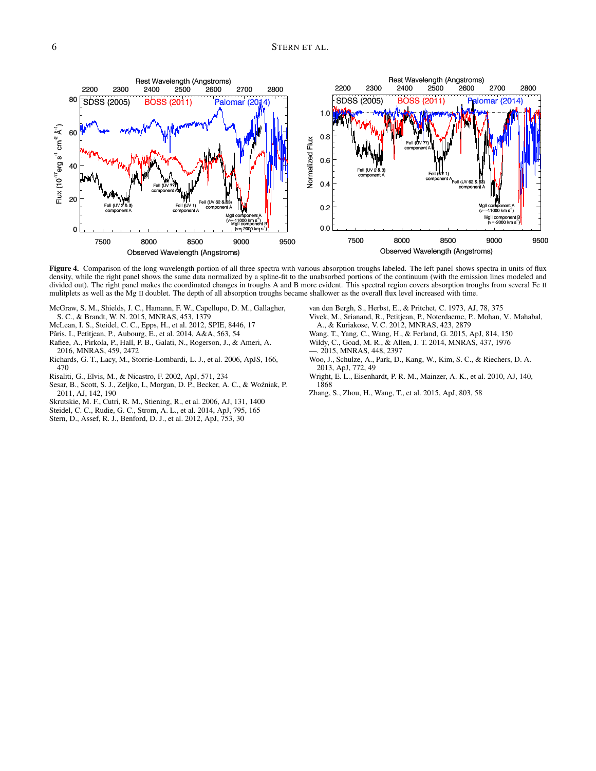Rest Wavelength (Angstroms)
2200 2300 2400 2500 2600 2700 2800
SDSS (2005) BOSS (2011) Palomar (2014)
Flux ($10^{-17}$ erg s$^{-1}$ cm$^{-2}$ Å$^{-1}$)
80 60 40 20 0
FeII (UV 2 & 3) component A
FeII (UV ??) component A
FeII (UV 1) component A
FeII (UV 62 & 63) component A
MgII component A ($v$=-11000 km s$^{-1}$)
MgII component B ($v$=-2000 km s$^{-1}$)
7500 8000 8500 9000 9500
Observed Wavelength (Angstroms)

Rest Wavelength (Angstroms)
2200 2300 2400 2500 2600 2700 2800
SDSS (2005) BOSS (2011) Palomar (2014)
Normalized Flux
1.0 0.8 0.6 0.4 0.2 0.0
FeII (UV 2 & 3) component A
FeII (UV ??) component A
FeII (UV 1) component A
FeII (UV 62 & 63) component A
MgII component A ($v$=-11000 km s$^{-1}$)
MgII component B ($v$=-2000 km s$^{-1}$)
7500 8000 8500 9000 9500
Observed Wavelength (Angstroms)

**Figure 4.** Comparison of the long wavelength portion of all three spectra with various absorption troughs labeled. The left panel shows spectra in units of flux density, while the right panel shows the same data normalized by a spline-fit to the unabsorbed portions of the continuum (with the emission lines modeled and divided out). The right panel makes the coordinated changes in troughs A and B more evident. This spectral region covers absorption troughs from several Fe II mulitplets as well as the Mg II doublet. The depth of all absorption troughs became shallower as the overall flux level increased with time.

McGraw, S. M., Shields, J. C., Hamann, F. W., Capellupo, D. M., Gallagher, S. C., & Brandt, W. N. 2015, MNRAS, 453, 1379

McLean, I. S., Steidel, C. C., Epps, H., et al. 2012, SPIE, 8446, 17

Pâris, I., Petitjean, P., Aubourg, E., et al. 2014, A&A, 563, 54

Rafiee, A., Pirkola, P., Hall, P. B., Galati, N., Rogerson, J., & Ameri, A. 2016, MNRAS, 459, 2472

Richards, G. T., Lacy, M., Storrie-Lombardi, L. J., et al. 2006, ApJS, 166, 470

Risaliti, G., Elvis, M., & Nicastro, F. 2002, ApJ, 571, 234

Sesar, B., Scott, S. J., Zeljko, I., Morgan, D. P., Becker, A. C., & Woźniak, P. 2011, AJ, 142, 190

Skrutskie, M. F., Cutri, R. M., Stiening, R., et al. 2006, AJ, 131, 1400

Steidel, C. C., Rudie, G. C., Strom, A. L., et al. 2014, ApJ, 795, 165

Stern, D., Assef, R. J., Benford, D. J., et al. 2012, ApJ, 753, 30

van den Bergh, S., Herbst, E., & Pritchet, C. 1973, AJ, 78, 375

Vivek, M., Srianand, R., Petitjean, P., Noterdaeme, P., Mohan, V., Mahabal, A., & Kuriakose, V. C. 2012, MNRAS, 423, 2879

Wang, T., Yang, C., Wang, H., & Ferland, G. 2015, ApJ, 814, 150

Wildy, C., Goad, M. R., & Allen, J. T. 2014, MNRAS, 437, 1976

—. 2015, MNRAS, 448, 2397

Woo, J., Schulze, A., Park, D., Kang, W., Kim, S. C., & Riechers, D. A. 2013, ApJ, 772, 49

Wright, E. L., Eisenhardt, P. R. M., Mainzer, A. K., et al. 2010, AJ, 140, 1868

Zhang, S., Zhou, H., Wang, T., et al. 2015, ApJ, 803, 58